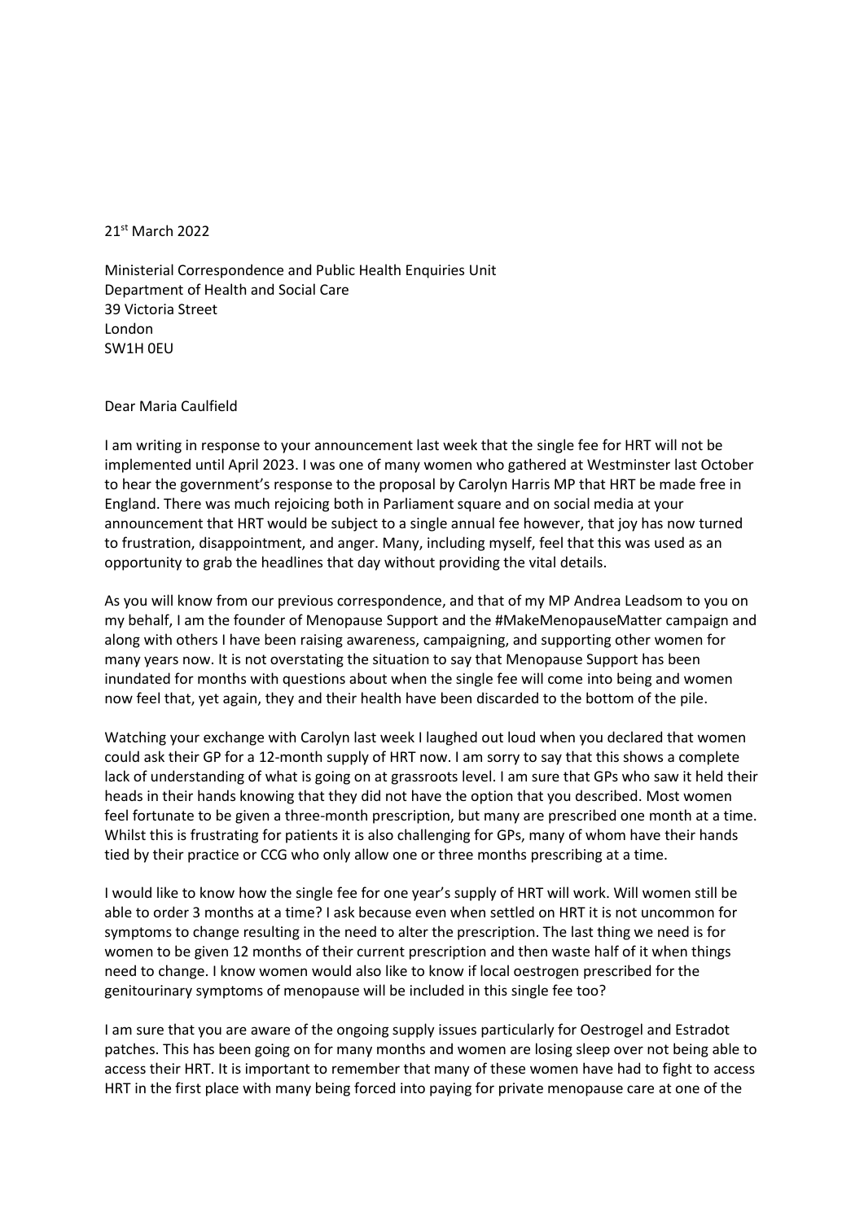21st March 2022

Ministerial Correspondence and Public Health Enquiries Unit
Department of Health and Social Care
39 Victoria Street
London
SW1H 0EU

Dear Maria Caulfield

I am writing in response to your announcement last week that the single fee for HRT will not be implemented until April 2023. I was one of many women who gathered at Westminster last October to hear the government's response to the proposal by Carolyn Harris MP that HRT be made free in England. There was much rejoicing both in Parliament square and on social media at your announcement that HRT would be subject to a single annual fee however, that joy has now turned to frustration, disappointment, and anger. Many, including myself, feel that this was used as an opportunity to grab the headlines that day without providing the vital details.

As you will know from our previous correspondence, and that of my MP Andrea Leadsom to you on my behalf, I am the founder of Menopause Support and the #MakeMenopauseMatter campaign and along with others I have been raising awareness, campaigning, and supporting other women for many years now. It is not overstating the situation to say that Menopause Support has been inundated for months with questions about when the single fee will come into being and women now feel that, yet again, they and their health have been discarded to the bottom of the pile.

Watching your exchange with Carolyn last week I laughed out loud when you declared that women could ask their GP for a 12-month supply of HRT now. I am sorry to say that this shows a complete lack of understanding of what is going on at grassroots level. I am sure that GPs who saw it held their heads in their hands knowing that they did not have the option that you described. Most women feel fortunate to be given a three-month prescription, but many are prescribed one month at a time. Whilst this is frustrating for patients it is also challenging for GPs, many of whom have their hands tied by their practice or CCG who only allow one or three months prescribing at a time.

I would like to know how the single fee for one year's supply of HRT will work. Will women still be able to order 3 months at a time? I ask because even when settled on HRT it is not uncommon for symptoms to change resulting in the need to alter the prescription. The last thing we need is for women to be given 12 months of their current prescription and then waste half of it when things need to change. I know women would also like to know if local oestrogen prescribed for the genitourinary symptoms of menopause will be included in this single fee too?

I am sure that you are aware of the ongoing supply issues particularly for Oestrogel and Estradot patches. This has been going on for many months and women are losing sleep over not being able to access their HRT. It is important to remember that many of these women have had to fight to access HRT in the first place with many being forced into paying for private menopause care at one of the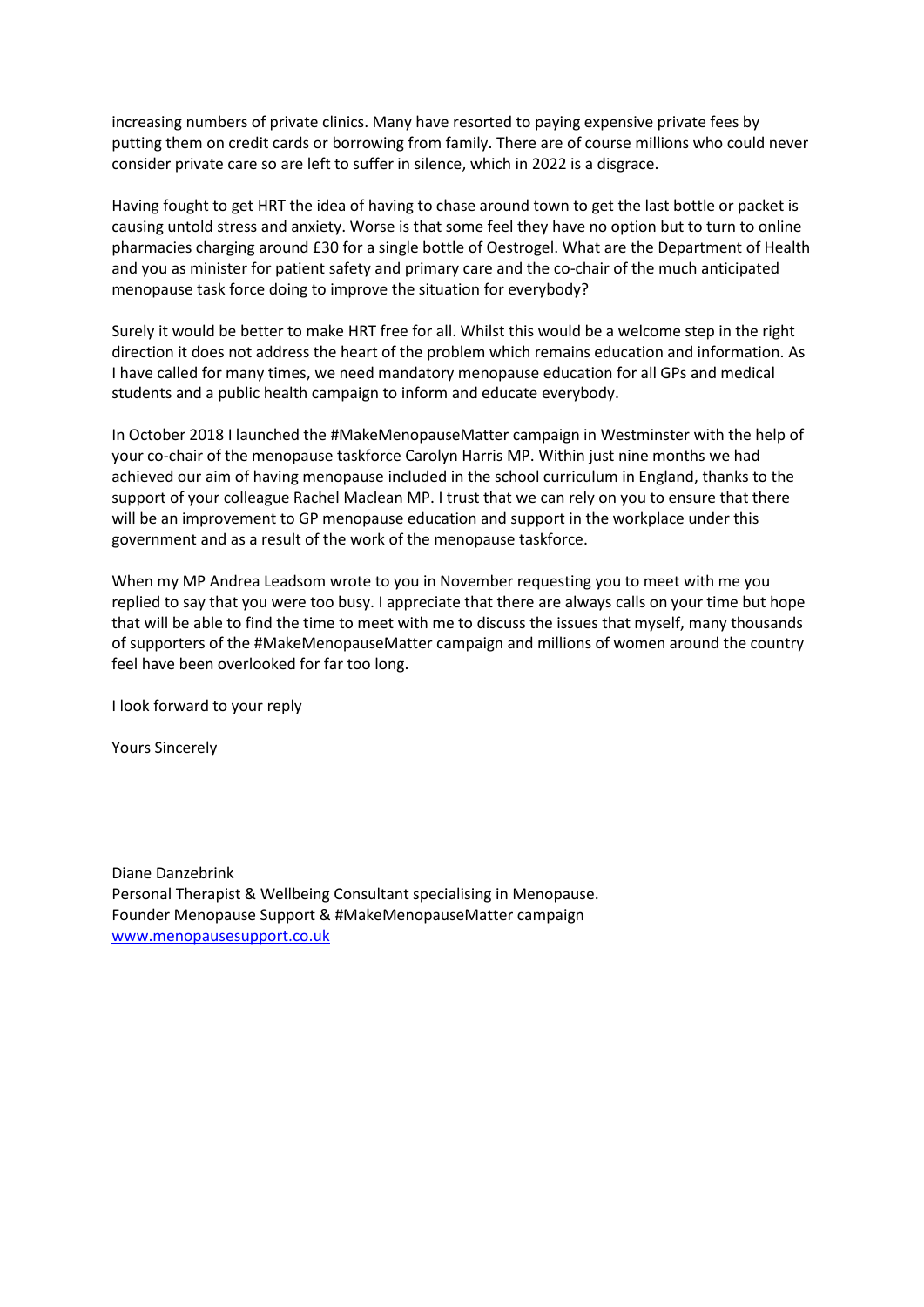increasing numbers of private clinics. Many have resorted to paying expensive private fees by putting them on credit cards or borrowing from family. There are of course millions who could never consider private care so are left to suffer in silence, which in 2022 is a disgrace.

Having fought to get HRT the idea of having to chase around town to get the last bottle or packet is causing untold stress and anxiety. Worse is that some feel they have no option but to turn to online pharmacies charging around £30 for a single bottle of Oestrogel. What are the Department of Health and you as minister for patient safety and primary care and the co-chair of the much anticipated menopause task force doing to improve the situation for everybody?

Surely it would be better to make HRT free for all. Whilst this would be a welcome step in the right direction it does not address the heart of the problem which remains education and information. As I have called for many times, we need mandatory menopause education for all GPs and medical students and a public health campaign to inform and educate everybody.

In October 2018 I launched the #MakeMenopauseMatter campaign in Westminster with the help of your co-chair of the menopause taskforce Carolyn Harris MP. Within just nine months we had achieved our aim of having menopause included in the school curriculum in England, thanks to the support of your colleague Rachel Maclean MP. I trust that we can rely on you to ensure that there will be an improvement to GP menopause education and support in the workplace under this government and as a result of the work of the menopause taskforce.

When my MP Andrea Leadsom wrote to you in November requesting you to meet with me you replied to say that you were too busy. I appreciate that there are always calls on your time but hope that will be able to find the time to meet with me to discuss the issues that myself, many thousands of supporters of the #MakeMenopauseMatter campaign and millions of women around the country feel have been overlooked for far too long.

I look forward to your reply

Yours Sincerely

Diane Danzebrink
Personal Therapist & Wellbeing Consultant specialising in Menopause.
Founder Menopause Support & #MakeMenopauseMatter campaign
[www.menopausesupport.co.uk](http://www.menopausesupport.co.uk)